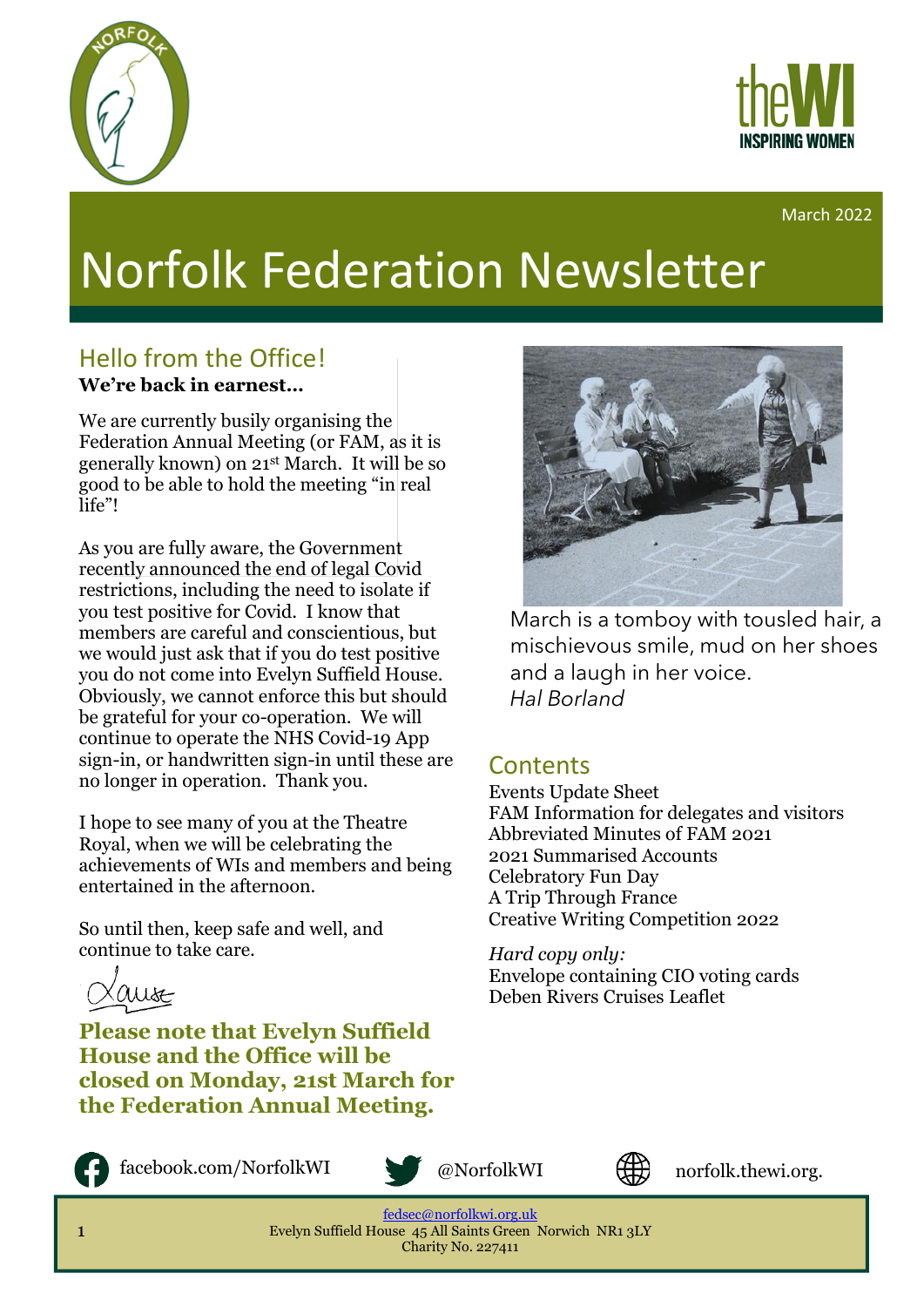March 2022

# Norfolk Federation Newsletter

## Hello from the Office!

**We're back in earnest…**

We are currently busily organising the Federation Annual Meeting (or FAM, as it is generally known) on 21st March. It will be so good to be able to hold the meeting "in real life"!

As you are fully aware, the Government recently announced the end of legal Covid restrictions, including the need to isolate if you test positive for Covid. I know that members are careful and conscientious, but we would just ask that if you do test positive you do not come into Evelyn Suffield House. Obviously, we cannot enforce this but should be grateful for your co-operation. We will continue to operate the NHS Covid-19 App sign-in, or handwritten sign-in until these are no longer in operation. Thank you.

I hope to see many of you at the Theatre Royal, when we will be celebrating the achievements of WIs and members and being entertained in the afternoon.

So until then, keep safe and well, and continue to take care.

Louise

**Please note that Evelyn Suffield House and the Office will be closed on Monday, 21st March for the Federation Annual Meeting.**

March is a tomboy with tousled hair, a mischievous smile, mud on her shoes and a laugh in her voice.
*Hal Borland*

## Contents

Events Update Sheet
FAM Information for delegates and visitors
Abbreviated Minutes of FAM 2021
2021 Summarised Accounts
Celebratory Fun Day
A Trip Through France
Creative Writing Competition 2022

*Hard copy only:*
Envelope containing CIO voting cards
Deben Rivers Cruises Leaflet

facebook.com/NorfolkWI @NorfolkWI norfolk.thewi.org.

fedsec@norfolkwi.org.uk
Evelyn Suffield House 45 All Saints Green Norwich NR1 3LY
Charity No. 227411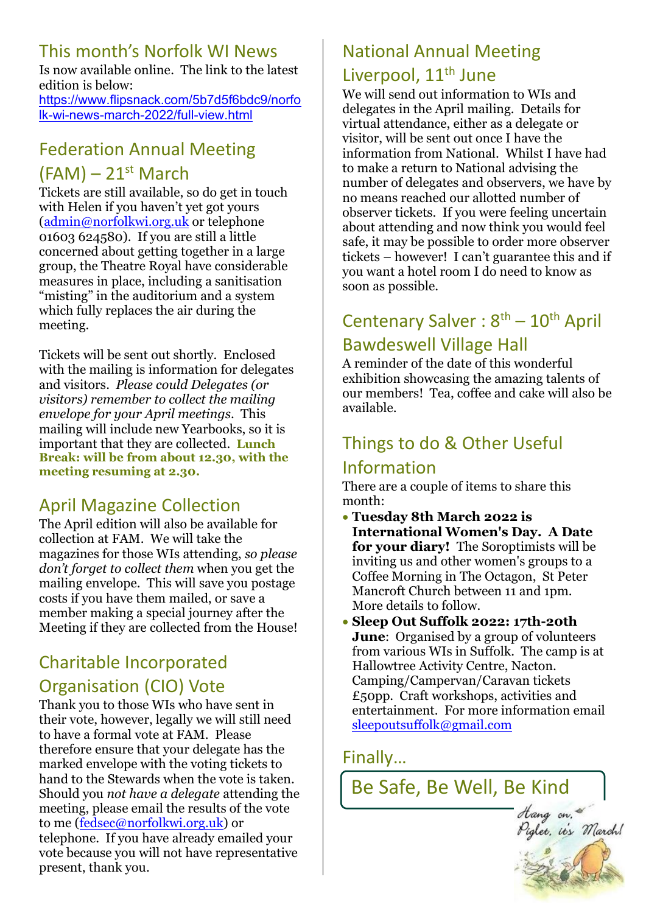## This month's Norfolk WI News

Is now available online. The link to the latest edition is below:
https://www.flipsnack.com/5b7d5f6bdc9/norfolk-wi-news-march-2022/full-view.html

## Federation Annual Meeting (FAM) – 21st March

Tickets are still available, so do get in touch with Helen if you haven't yet got yours (admin@norfolkwi.org.uk or telephone 01603 624580). If you are still a little concerned about getting together in a large group, the Theatre Royal have considerable measures in place, including a sanitisation "misting" in the auditorium and a system which fully replaces the air during the meeting.

Tickets will be sent out shortly. Enclosed with the mailing is information for delegates and visitors. *Please could Delegates (or visitors) remember to collect the mailing envelope for your April meetings*. This mailing will include new Yearbooks, so it is important that they are collected. **Lunch Break: will be from about 12.30, with the meeting resuming at 2.30.**

## April Magazine Collection

The April edition will also be available for collection at FAM. We will take the magazines for those WIs attending, *so please don't forget to collect them* when you get the mailing envelope. This will save you postage costs if you have them mailed, or save a member making a special journey after the Meeting if they are collected from the House!

## Charitable Incorporated Organisation (CIO) Vote

Thank you to those WIs who have sent in their vote, however, legally we will still need to have a formal vote at FAM. Please therefore ensure that your delegate has the marked envelope with the voting tickets to hand to the Stewards when the vote is taken. Should you *not have a delegate* attending the meeting, please email the results of the vote to me (fedsec@norfolkwi.org.uk) or telephone. If you have already emailed your vote because you will not have representative present, thank you.

## National Annual Meeting Liverpool, 11th June

We will send out information to WIs and delegates in the April mailing. Details for virtual attendance, either as a delegate or visitor, will be sent out once I have the information from National. Whilst I have had to make a return to National advising the number of delegates and observers, we have by no means reached our allotted number of observer tickets. If you were feeling uncertain about attending and now think you would feel safe, it may be possible to order more observer tickets – however! I can't guarantee this and if you want a hotel room I do need to know as soon as possible.

## Centenary Salver : 8th – 10th April Bawdeswell Village Hall

A reminder of the date of this wonderful exhibition showcasing the amazing talents of our members! Tea, coffee and cake will also be available.

## Things to do & Other Useful Information

There are a couple of items to share this month:

- **Tuesday 8th March 2022 is International Women's Day. A Date for your diary!** The Soroptimists will be inviting us and other women's groups to a Coffee Morning in The Octagon, St Peter Mancroft Church between 11 and 1pm. More details to follow.
- **Sleep Out Suffolk 2022: 17th-20th June**: Organised by a group of volunteers from various WIs in Suffolk. The camp is at Hallowtree Activity Centre, Nacton. Camping/Campervan/Caravan tickets £50pp. Craft workshops, activities and entertainment. For more information email sleepoutsuffolk@gmail.com

## Finally…

Be Safe, Be Well, Be Kind

Hang on, Piglet, it's March!